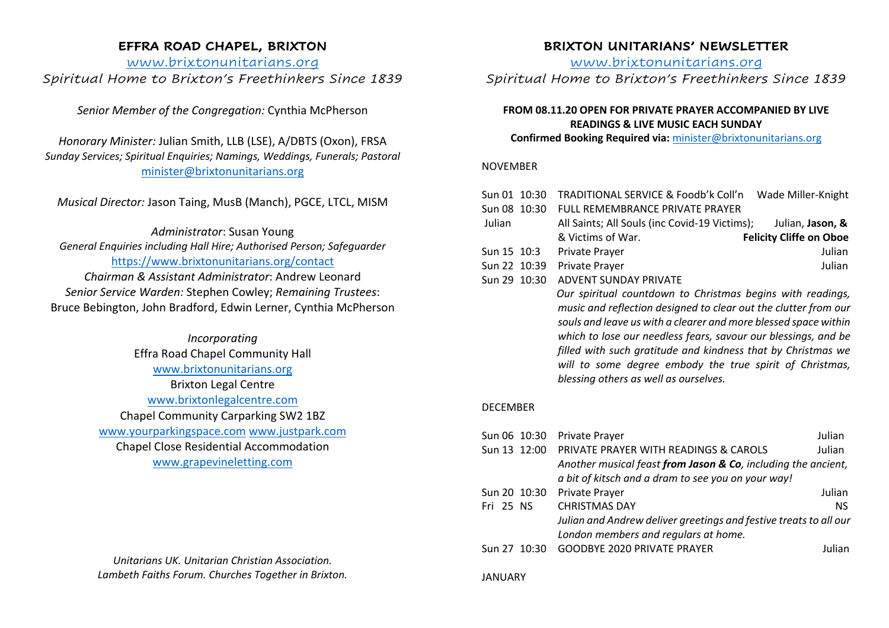# EFFRA ROAD CHAPEL, BRIXTON

www.brixtonunitarians.org

*Spiritual Home to Brixton's Freethinkers Since 1839*

*Senior Member of the Congregation:* Cynthia McPherson

*Honorary Minister:* Julian Smith, LLB (LSE), A/DBTS (Oxon), FRSA
*Sunday Services; Spiritual Enquiries; Namings, Weddings, Funerals; Pastoral*
minister@brixtonunitarians.org

*Musical Director:* Jason Taing, MusB (Manch), PGCE, LTCL, MISM

*Administrator*: Susan Young
*General Enquiries including Hall Hire; Authorised Person; Safeguarder*
https://www.brixtonunitarians.org/contact
*Chairman & Assistant Administrator*: Andrew Leonard
*Senior Service Warden:* Stephen Cowley; *Remaining Trustees*:
Bruce Bebington, John Bradford, Edwin Lerner, Cynthia McPherson

*Incorporating*
Effra Road Chapel Community Hall
www.brixtonunitarians.org
Brixton Legal Centre
www.brixtonlegalcentre.com
Chapel Community Carparking SW2 1BZ
www.yourparkingspace.com www.justpark.com
Chapel Close Residential Accommodation
www.grapevineletting.com

*Unitarians UK. Unitarian Christian Association.*
*Lambeth Faiths Forum. Churches Together in Brixton.*

# BRIXTON UNITARIANS' NEWSLETTER

www.brixtonunitarians.org

*Spiritual Home to Brixton's Freethinkers Since 1839*

**FROM 08.11.20 OPEN FOR PRIVATE PRAYER ACCOMPANIED BY LIVE READINGS & LIVE MUSIC EACH SUNDAY**
**Confirmed Booking Required via:** minister@brixtonunitarians.org

NOVEMBER

| | | |
|---|---|---|
| Sun 01 10:30 | TRADITIONAL SERVICE & Foodb'k Coll'n | Wade Miller-Knight |
| Sun 08 10:30 | FULL REMEMBRANCE PRIVATE PRAYER | |
| Julian | All Saints; All Souls (inc Covid-19 Victims); & Victims of War. | Julian, **Jason, & Felicity Cliffe on Oboe** |
| Sun 15 10:3 | Private Prayer | Julian |
| Sun 22 10:39 | Private Prayer | Julian |
| Sun 29 10:30 | ADVENT SUNDAY PRIVATE | |

*Our spiritual countdown to Christmas begins with readings, music and reflection designed to clear out the clutter from our souls and leave us with a clearer and more blessed space within which to lose our needless fears, savour our blessings, and be filled with such gratitude and kindness that by Christmas we will to some degree embody the true spirit of Christmas, blessing others as well as ourselves.*

DECEMBER

| | | |
|---|---|---|
| Sun 06 10:30 | Private Prayer | Julian |
| Sun 13 12:00 | PRIVATE PRAYER WITH READINGS & CAROLS | Julian |
| | *Another musical feast **from Jason & Co**, including the ancient, a bit of kitsch and a dram to see you on your way!* | |
| Sun 20 10:30 | Private Prayer | Julian |
| Fri 25 NS | CHRISTMAS DAY | NS |
| | *Julian and Andrew deliver greetings and festive treats to all our London members and regulars at home.* | |
| Sun 27 10:30 | GOODBYE 2020 PRIVATE PRAYER | Julian |

JANUARY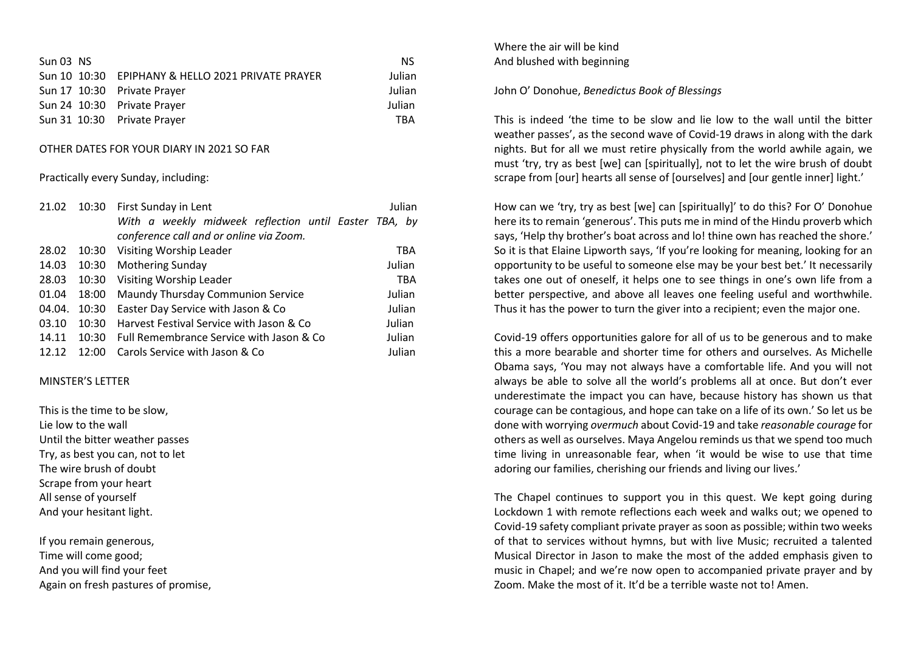| | | | |
|---|---|---|---|
| Sun 03 | NS | | NS |
| Sun 10 | 10:30 | EPIPHANY & HELLO 2021 PRIVATE PRAYER | Julian |
| Sun 17 | 10:30 | Private Prayer | Julian |
| Sun 24 | 10:30 | Private Prayer | Julian |
| Sun 31 | 10:30 | Private Prayer | TBA |

OTHER DATES FOR YOUR DIARY IN 2021 SO FAR

Practically every Sunday, including:

| | | | |
|---|---|---|---|
| 21.02 | 10:30 | First Sunday in Lent<br>*With a weekly midweek reflection until Easter TBA, by conference call and or online via Zoom.* | Julian |
| 28.02 | 10:30 | Visiting Worship Leader | TBA |
| 14.03 | 10:30 | Mothering Sunday | Julian |
| 28.03 | 10:30 | Visiting Worship Leader | TBA |
| 01.04 | 18:00 | Maundy Thursday Communion Service | Julian |
| 04.04. | 10:30 | Easter Day Service with Jason & Co | Julian |
| 03.10 | 10:30 | Harvest Festival Service with Jason & Co | Julian |
| 14.11 | 10:30 | Full Remembrance Service with Jason & Co | Julian |
| 12.12 | 12:00 | Carols Service with Jason & Co | Julian |

MINSTER'S LETTER

This is the time to be slow,
Lie low to the wall
Until the bitter weather passes
Try, as best you can, not to let
The wire brush of doubt
Scrape from your heart
All sense of yourself
And your hesitant light.

If you remain generous,
Time will come good;
And you will find your feet
Again on fresh pastures of promise,
Where the air will be kind
And blushed with beginning

John O' Donohue, *Benedictus Book of Blessings*

This is indeed 'the time to be slow and lie low to the wall until the bitter weather passes', as the second wave of Covid-19 draws in along with the dark nights. But for all we must retire physically from the world awhile again, we must 'try, try as best [we] can [spiritually], not to let the wire brush of doubt scrape from [our] hearts all sense of [ourselves] and [our gentle inner] light.'

How can we 'try, try as best [we] can [spiritually]' to do this? For O' Donohue here its to remain 'generous'. This puts me in mind of the Hindu proverb which says, 'Help thy brother's boat across and lo! thine own has reached the shore.' So it is that Elaine Lipworth says, 'If you're looking for meaning, looking for an opportunity to be useful to someone else may be your best bet.' It necessarily takes one out of oneself, it helps one to see things in one's own life from a better perspective, and above all leaves one feeling useful and worthwhile. Thus it has the power to turn the giver into a recipient; even the major one.

Covid-19 offers opportunities galore for all of us to be generous and to make this a more bearable and shorter time for others and ourselves. As Michelle Obama says, 'You may not always have a comfortable life. And you will not always be able to solve all the world's problems all at once. But don't ever underestimate the impact you can have, because history has shown us that courage can be contagious, and hope can take on a life of its own.' So let us be done with worrying *overmuch* about Covid-19 and take *reasonable courage* for others as well as ourselves. Maya Angelou reminds us that we spend too much time living in unreasonable fear, when 'it would be wise to use that time adoring our families, cherishing our friends and living our lives.'

The Chapel continues to support you in this quest. We kept going during Lockdown 1 with remote reflections each week and walks out; we opened to Covid-19 safety compliant private prayer as soon as possible; within two weeks of that to services without hymns, but with live Music; recruited a talented Musical Director in Jason to make the most of the added emphasis given to music in Chapel; and we're now open to accompanied private prayer and by Zoom. Make the most of it. It'd be a terrible waste not to! Amen.